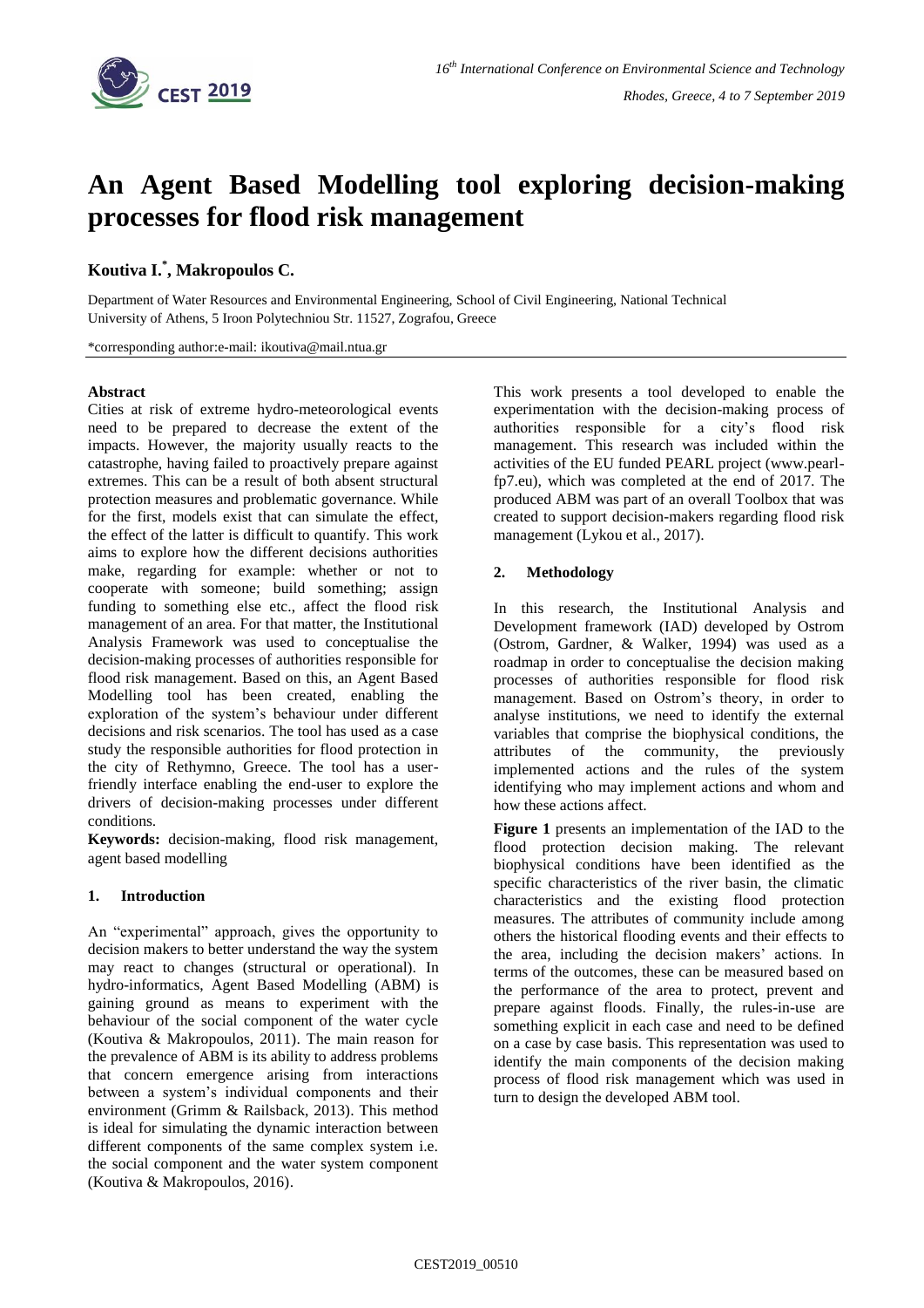# An Agent Based Modelling tool exploring decision-making processes for flood risk management

**Koutiva I.[*], Makropoulos C.**

Department of Water Resources and Environmental Engineering, School of Civil Engineering, National Technical University of Athens, 5 Iroon Polytechniou Str. 11527, Zografou, Greece

*corresponding author:e-mail: ikoutiva@mail.ntua.gr

#### Abstract

Cities at risk of extreme hydro-meteorological events need to be prepared to decrease the extent of the impacts. However, the majority usually reacts to the catastrophe, having failed to proactively prepare against extremes. This can be a result of both absent structural protection measures and problematic governance. While for the first, models exist that can simulate the effect, the effect of the latter is difficult to quantify. This work aims to explore how the different decisions authorities make, regarding for example: whether or not to cooperate with someone; build something; assign funding to something else etc., affect the flood risk management of an area. For that matter, the Institutional Analysis Framework was used to conceptualise the decision-making processes of authorities responsible for flood risk management. Based on this, an Agent Based Modelling tool has been created, enabling the exploration of the system's behaviour under different decisions and risk scenarios. The tool has used as a case study the responsible authorities for flood protection in the city of Rethymno, Greece. The tool has a user-friendly interface enabling the end-user to explore the drivers of decision-making processes under different conditions.

**Keywords:** decision-making, flood risk management, agent based modelling

## 1. Introduction

An "experimental" approach, gives the opportunity to decision makers to better understand the way the system may react to changes (structural or operational). In hydro-informatics, Agent Based Modelling (ABM) is gaining ground as means to experiment with the behaviour of the social component of the water cycle (Koutiva & Makropoulos, 2011). The main reason for the prevalence of ABM is its ability to address problems that concern emergence arising from interactions between a system's individual components and their environment (Grimm & Railsback, 2013). This method is ideal for simulating the dynamic interaction between different components of the same complex system i.e. the social component and the water system component (Koutiva & Makropoulos, 2016).

This work presents a tool developed to enable the experimentation with the decision-making process of authorities responsible for a city's flood risk management. This research was included within the activities of the EU funded PEARL project (www.pearl-fp7.eu), which was completed at the end of 2017. The produced ABM was part of an overall Toolbox that was created to support decision-makers regarding flood risk management (Lykou et al., 2017).

## 2. Methodology

In this research, the Institutional Analysis and Development framework (IAD) developed by Ostrom (Ostrom, Gardner, & Walker, 1994) was used as a roadmap in order to conceptualise the decision making processes of authorities responsible for flood risk management. Based on Ostrom's theory, in order to analyse institutions, we need to identify the external variables that comprise the biophysical conditions, the attributes of the community, the previously implemented actions and the rules of the system identifying who may implement actions and whom and how these actions affect.

**Figure 1** presents an implementation of the IAD to the flood protection decision making. The relevant biophysical conditions have been identified as the specific characteristics of the river basin, the climatic characteristics and the existing flood protection measures. The attributes of community include among others the historical flooding events and their effects to the area, including the decision makers' actions. In terms of the outcomes, these can be measured based on the performance of the area to protect, prevent and prepare against floods. Finally, the rules-in-use are something explicit in each case and need to be defined on a case by case basis. This representation was used to identify the main components of the decision making process of flood risk management which was used in turn to design the developed ABM tool.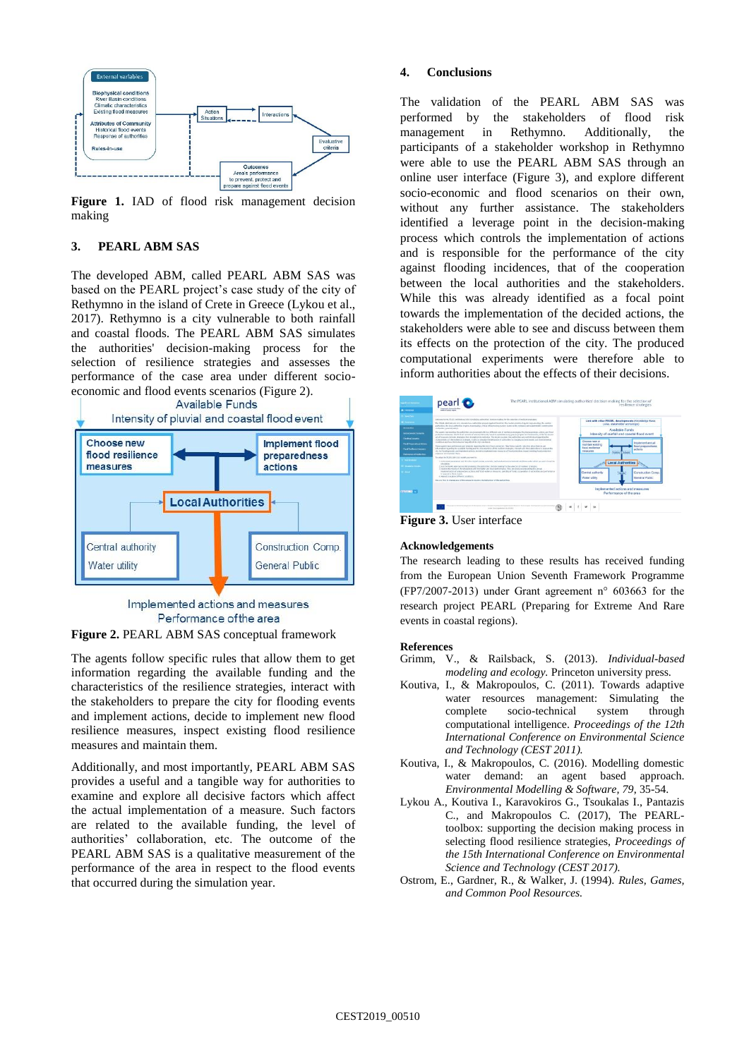**Figure 1.** IAD of flood risk management decision making

## 3. PEARL ABM SAS

The developed ABM, called PEARL ABM SAS was based on the PEARL project's case study of the city of Rethymno in the island of Crete in Greece (Lykou et al., 2017). Rethymno is a city vulnerable to both rainfall and coastal floods. The PEARL ABM SAS simulates the authorities' decision-making process for the selection of resilience strategies and assesses the performance of the case area under different socio-economic and flood events scenarios (Figure 2).

**Figure 2.** PEARL ABM SAS conceptual framework

The agents follow specific rules that allow them to get information regarding the available funding and the characteristics of the resilience strategies, interact with the stakeholders to prepare the city for flooding events and implement actions, decide to implement new flood resilience measures, inspect existing flood resilience measures and maintain them.

Additionally, and most importantly, PEARL ABM SAS provides a useful and a tangible way for authorities to examine and explore all decisive factors which affect the actual implementation of a measure. Such factors are related to the available funding, the level of authorities' collaboration, etc. The outcome of the PEARL ABM SAS is a qualitative measurement of the performance of the area in respect to the flood events that occurred during the simulation year.

## 4. Conclusions

The validation of the PEARL ABM SAS was performed by the stakeholders of flood risk management in Rethymno. Additionally, the participants of a stakeholder workshop in Rethymno were able to use the PEARL ABM SAS through an online user interface (Figure 3), and explore different socio-economic and flood scenarios on their own, without any further assistance. The stakeholders identified a leverage point in the decision-making process which controls the implementation of actions and is responsible for the performance of the city against flooding incidences, that of the cooperation between the local authorities and the stakeholders. While this was already identified as a focal point towards the implementation of the decided actions, the stakeholders were able to see and discuss between them its effects on the protection of the city. The produced computational experiments were therefore able to inform authorities about the effects of their decisions.

**Figure 3.** User interface

### Acknowledgements

The research leading to these results has received funding from the European Union Seventh Framework Programme (FP7/2007-2013) under Grant agreement n° 603663 for the research project PEARL (Preparing for Extreme And Rare events in coastal regions).

### References

Grimm, V., & Railsback, S. (2013). *Individual-based modeling and ecology.* Princeton university press.

Koutiva, I., & Makropoulos, C. (2011). Towards adaptive water resources management: Simulating the complete socio-technical system through computational intelligence. *Proceedings of the 12th International Conference on Environmental Science and Technology (CEST 2011).*

Koutiva, I., & Makropoulos, C. (2016). Modelling domestic water demand: an agent based approach. *Environmental Modelling & Software, 79*, 35-54.

Lykou A., Koutiva I., Karavokiros G., Tsoukalas I., Pantazis C., and Makropoulos C. (2017), The PEARL-toolbox: supporting the decision making process in selecting flood resilience strategies, *Proceedings of the 15th International Conference on Environmental Science and Technology (CEST 2017).*

Ostrom, E., Gardner, R., & Walker, J. (1994). *Rules, Games, and Common Pool Resources.*